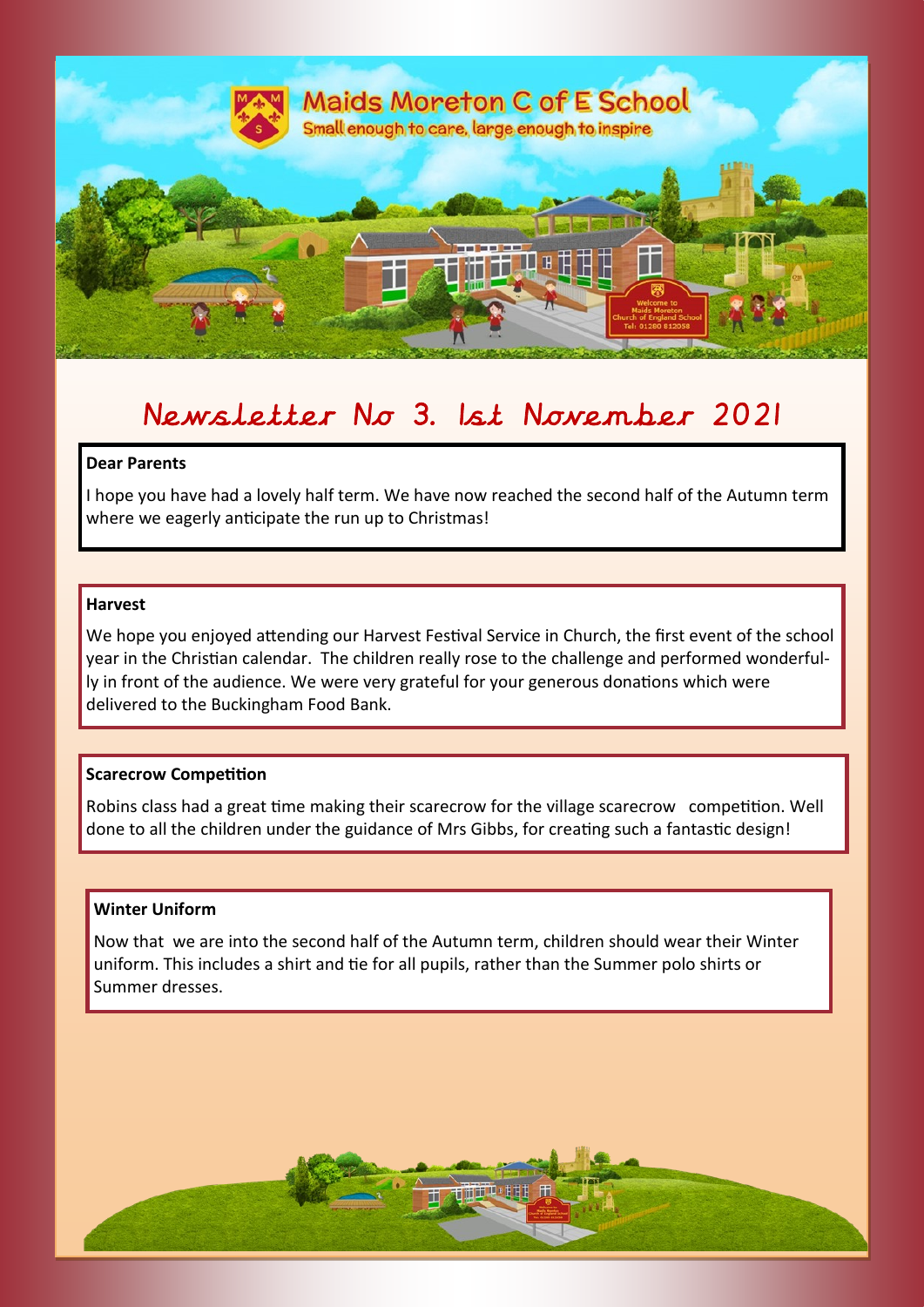# Maids Moreton C of E School

Small enough to care, large enough to inspire

## Newsletter No 3. 1st November 2021

**Dear Parents**

I hope you have had a lovely half term. We have now reached the second half of the Autumn term where we eagerly anticipate the run up to Christmas!

**Harvest**

We hope you enjoyed attending our Harvest Festival Service in Church, the first event of the school year in the Christian calendar. The children really rose to the challenge and performed wonderfully in front of the audience. We were very grateful for your generous donations which were delivered to the Buckingham Food Bank.

**Scarecrow Competition**

Robins class had a great time making their scarecrow for the village scarecrow competition. Well done to all the children under the guidance of Mrs Gibbs, for creating such a fantastic design!

**Winter Uniform**

Now that we are into the second half of the Autumn term, children should wear their Winter uniform. This includes a shirt and tie for all pupils, rather than the Summer polo shirts or Summer dresses.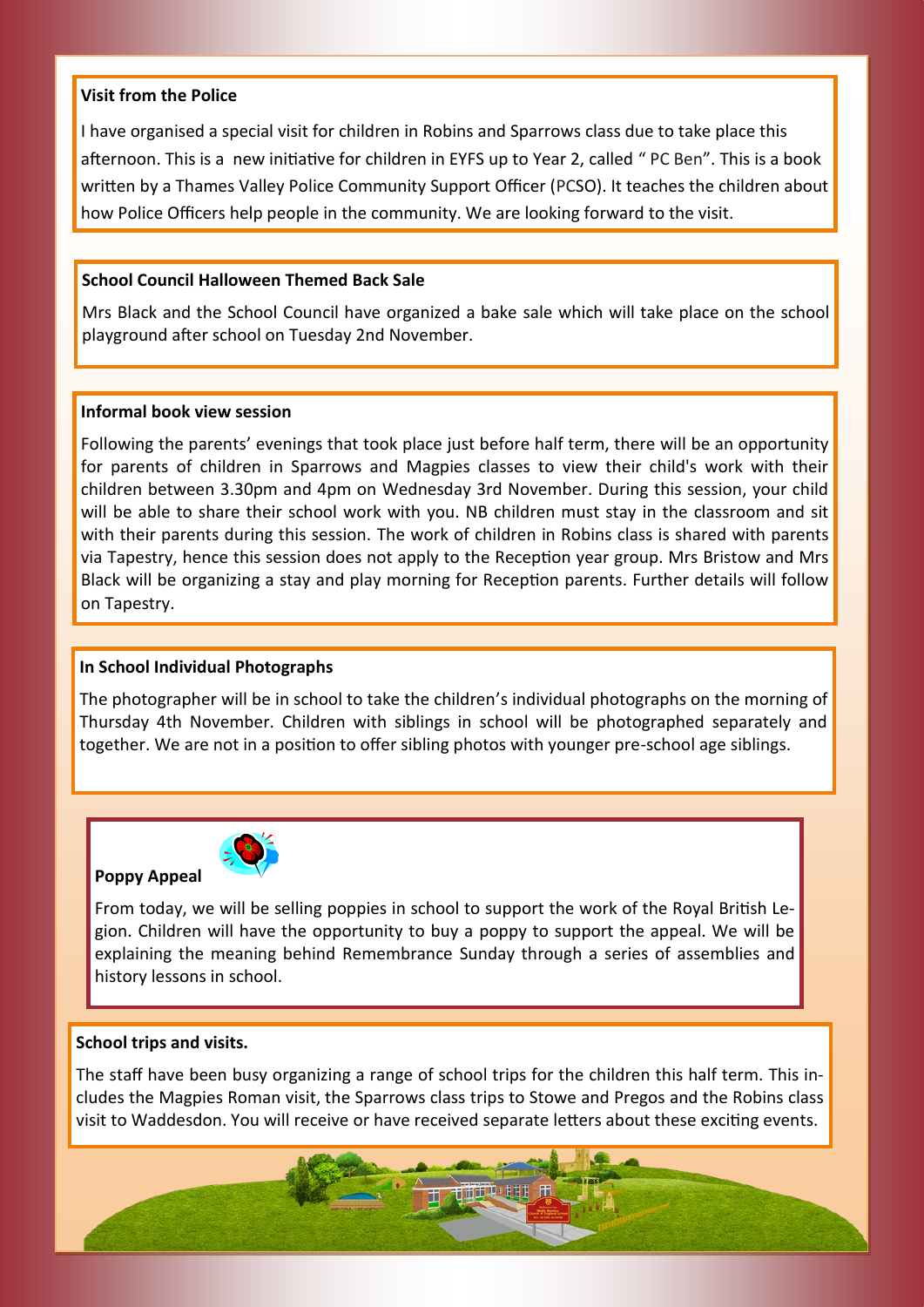### Visit from the Police

I have organised a special visit for children in Robins and Sparrows class due to take place this afternoon. This is a new initiative for children in EYFS up to Year 2, called " PC Ben". This is a book written by a Thames Valley Police Community Support Officer (PCSO). It teaches the children about how Police Officers help people in the community. We are looking forward to the visit.

### School Council Halloween Themed Back Sale

Mrs Black and the School Council have organized a bake sale which will take place on the school playground after school on Tuesday 2nd November.

### Informal book view session

Following the parents' evenings that took place just before half term, there will be an opportunity for parents of children in Sparrows and Magpies classes to view their child's work with their children between 3.30pm and 4pm on Wednesday 3rd November. During this session, your child will be able to share their school work with you. NB children must stay in the classroom and sit with their parents during this session. The work of children in Robins class is shared with parents via Tapestry, hence this session does not apply to the Reception year group. Mrs Bristow and Mrs Black will be organizing a stay and play morning for Reception parents. Further details will follow on Tapestry.

### In School Individual Photographs

The photographer will be in school to take the children's individual photographs on the morning of Thursday 4th November. Children with siblings in school will be photographed separately and together. We are not in a position to offer sibling photos with younger pre-school age siblings.

### Poppy Appeal

From today, we will be selling poppies in school to support the work of the Royal British Legion. Children will have the opportunity to buy a poppy to support the appeal. We will be explaining the meaning behind Remembrance Sunday through a series of assemblies and history lessons in school.

### School trips and visits.

The staff have been busy organizing a range of school trips for the children this half term. This includes the Magpies Roman visit, the Sparrows class trips to Stowe and Pregos and the Robins class visit to Waddesdon. You will receive or have received separate letters about these exciting events.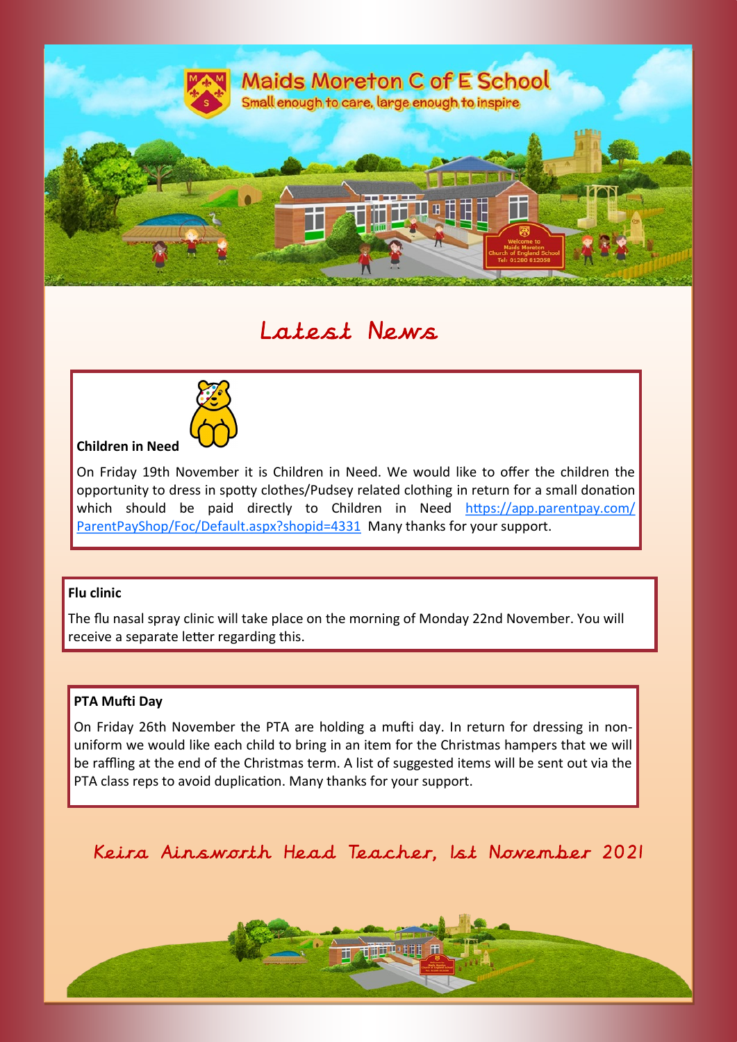# Maids Moreton C of E School

Small enough to care, large enough to inspire

## Latest News

**Children in Need**

On Friday 19th November it is Children in Need. We would like to offer the children the opportunity to dress in spotty clothes/Pudsey related clothing in return for a small donation which should be paid directly to Children in Need https://app.parentpay.com/ParentPayShop/Foc/Default.aspx?shopid=4331 Many thanks for your support.

**Flu clinic**

The flu nasal spray clinic will take place on the morning of Monday 22nd November. You will receive a separate letter regarding this.

**PTA Mufti Day**

On Friday 26th November the PTA are holding a mufti day. In return for dressing in non-uniform we would like each child to bring in an item for the Christmas hampers that we will be raffling at the end of the Christmas term. A list of suggested items will be sent out via the PTA class reps to avoid duplication. Many thanks for your support.

Keira Ainsworth Head Teacher, 1st November 2021